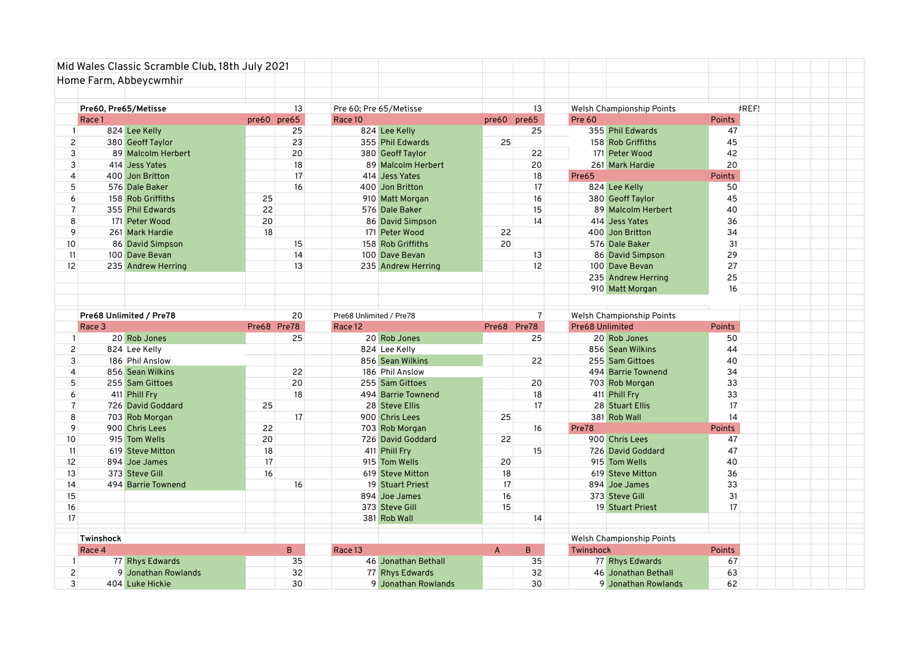Mid Wales Classic Scramble Club, 18th July 2021

Home Farm, Abbeycwmhir

## Pre60, Pre65/Metisse

| Pos | No. | Race 1 | pre60 | pre65 |
|---|---|---|---|---|
| | | | | 13 |
| 1 | 824 | Lee Kelly | | 25 |
| 2 | 380 | Geoff Taylor | | 23 |
| 3 | 89 | Malcolm Herbert | | 20 |
| 3 | 414 | Jess Yates | | 18 |
| 4 | 400 | Jon Britton | | 17 |
| 5 | 576 | Dale Baker | | 16 |
| 6 | 158 | Rob Griffiths | 25 | |
| 7 | 355 | Phil Edwards | 22 | |
| 8 | 171 | Peter Wood | 20 | |
| 9 | 261 | Mark Hardie | 18 | |
| 10 | 86 | David Simpson | | 15 |
| 11 | 100 | Dave Bevan | | 14 |
| 12 | 235 | Andrew Herring | | 13 |

## Pre 60; Pre 65/Metisse

| No. | Race 10 | pre60 | pre65 |
|---|---|---|---|
| | | | 13 |
| 824 | Lee Kelly | | 25 |
| 355 | Phil Edwards | 25 | |
| 380 | Geoff Taylor | | 22 |
| 89 | Malcolm Herbert | | 20 |
| 414 | Jess Yates | | 18 |
| 400 | Jon Britton | | 17 |
| 910 | Matt Morgan | | 16 |
| 576 | Dale Baker | | 15 |
| 86 | David Simpson | | 14 |
| 171 | Peter Wood | 22 | |
| 158 | Rob Griffiths | 20 | |
| 100 | Dave Bevan | | 13 |
| 235 | Andrew Herring | | 12 |

## Welsh Championship Points #REF!

| No. | Pre 60 | Points |
|---|---|---|
| 355 | Phil Edwards | 47 |
| 158 | Rob Griffiths | 45 |
| 171 | Peter Wood | 42 |
| 261 | Mark Hardie | 20 |

| No. | Pre65 | Points |
|---|---|---|
| 824 | Lee Kelly | 50 |
| 380 | Geoff Taylor | 45 |
| 89 | Malcolm Herbert | 40 |
| 414 | Jess Yates | 36 |
| 400 | Jon Britton | 34 |
| 576 | Dale Baker | 31 |
| 86 | David Simpson | 29 |
| 100 | Dave Bevan | 27 |
| 235 | Andrew Herring | 25 |
| 910 | Matt Morgan | 16 |

## Pre68 Unlimited / Pre78

| Pos | No. | Race 3 | Pre68 | Pre78 |
|---|---|---|---|---|
| | | | | 20 |
| 1 | 20 | Rob Jones | | 25 |
| 2 | 824 | Lee Kelly | | |
| 3 | 186 | Phil Anslow | | |
| 4 | 856 | Sean Wilkins | | 22 |
| 5 | 255 | Sam Gittoes | | 20 |
| 6 | 411 | Phill Fry | | 18 |
| 7 | 726 | David Goddard | 25 | |
| 8 | 703 | Rob Morgan | | 17 |
| 9 | 900 | Chris Lees | 22 | |
| 10 | 915 | Tom Wells | 20 | |
| 11 | 619 | Steve Mitton | 18 | |
| 12 | 894 | Joe James | 17 | |
| 13 | 373 | Steve Gill | 16 | |
| 14 | 494 | Barrie Townend | | 16 |
| 15 | | | | |
| 16 | | | | |
| 17 | | | | |

## Pre68 Unlimited / Pre78

| No. | Race 12 | Pre68 | Pre78 |
|---|---|---|---|
| | | | 7 |
| 20 | Rob Jones | | 25 |
| 824 | Lee Kelly | | |
| 856 | Sean Wilkins | | 22 |
| 186 | Phil Anslow | | |
| 255 | Sam Gittoes | | 20 |
| 494 | Barrie Townend | | 18 |
| 28 | Steve Ellis | | 17 |
| 900 | Chris Lees | 25 | |
| 703 | Rob Morgan | | 16 |
| 726 | David Goddard | 22 | |
| 411 | Phill Fry | | 15 |
| 915 | Tom Wells | 20 | |
| 619 | Steve Mitton | 18 | |
| 19 | Stuart Priest | 17 | |
| 894 | Joe James | 16 | |
| 373 | Steve Gill | 15 | |
| 381 | Rob Wall | | 14 |

## Welsh Championship Points

| No. | Pre68 Unlimited | Points |
|---|---|---|
| 20 | Rob Jones | 50 |
| 856 | Sean Wilkins | 44 |
| 255 | Sam Gittoes | 40 |
| 494 | Barrie Townend | 34 |
| 703 | Rob Morgan | 33 |
| 411 | Phill Fry | 33 |
| 28 | Stuart Ellis | 17 |
| 381 | Rob Wall | 14 |

| No. | Pre78 | Points |
|---|---|---|
| 900 | Chris Lees | 47 |
| 726 | David Goddard | 47 |
| 915 | Tom Wells | 40 |
| 619 | Steve Mitton | 36 |
| 894 | Joe James | 33 |
| 373 | Steve Gill | 31 |
| 19 | Stuart Priest | 17 |

## Twinshock

| Pos | No. | Race 4 | B |
|---|---|---|---|
| 1 | 77 | Rhys Edwards | 35 |
| 2 | 9 | Jonathan Rowlands | 32 |
| 3 | 404 | Luke Hickie | 30 |

| No. | Race 13 | A | B |
|---|---|---|---|
| 46 | Jonathan Bethall | | 35 |
| 77 | Rhys Edwards | | 32 |
| 9 | Jonathan Rowlands | | 30 |

## Welsh Championship Points

| No. | Twinshock | Points |
|---|---|---|
| 77 | Rhys Edwards | 67 |
| 46 | Jonathan Bethall | 63 |
| 9 | Jonathan Rowlands | 62 |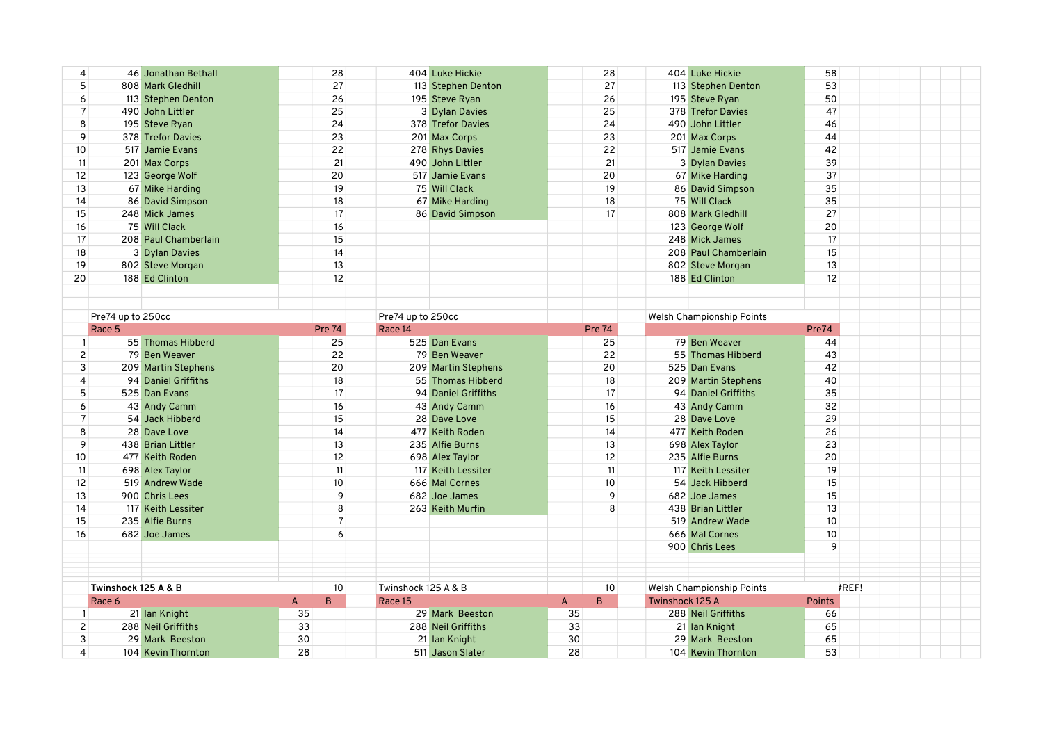| | | | | | | | | | | | | |
|---|---|---|---|---|---|---|---|---|---|---|---|---|
| 4 | 46 | Jonathan Bethall | | 28 | 404 | Luke Hickie | | 28 | 404 | Luke Hickie | 58 | |
| 5 | 808 | Mark Gledhill | | 27 | 113 | Stephen Denton | | 27 | 113 | Stephen Denton | 53 | |
| 6 | 113 | Stephen Denton | | 26 | 195 | Steve Ryan | | 26 | 195 | Steve Ryan | 50 | |
| 7 | 490 | John Littler | | 25 | 3 | Dylan Davies | | 25 | 378 | Trefor Davies | 47 | |
| 8 | 195 | Steve Ryan | | 24 | 378 | Trefor Davies | | 24 | 490 | John Littler | 46 | |
| 9 | 378 | Trefor Davies | | 23 | 201 | Max Corps | | 23 | 201 | Max Corps | 44 | |
| 10 | 517 | Jamie Evans | | 22 | 278 | Rhys Davies | | 22 | 517 | Jamie Evans | 42 | |
| 11 | 201 | Max Corps | | 21 | 490 | John Littler | | 21 | 3 | Dylan Davies | 39 | |
| 12 | 123 | George Wolf | | 20 | 517 | Jamie Evans | | 20 | 67 | Mike Harding | 37 | |
| 13 | 67 | Mike Harding | | 19 | 75 | Will Clack | | 19 | 86 | David Simpson | 35 | |
| 14 | 86 | David Simpson | | 18 | 67 | Mike Harding | | 18 | 75 | Will Clack | 35 | |
| 15 | 248 | Mick James | | 17 | 86 | David Simpson | | 17 | 808 | Mark Gledhill | 27 | |
| 16 | 75 | Will Clack | | 16 | | | | | 123 | George Wolf | 20 | |
| 17 | 208 | Paul Chamberlain | | 15 | | | | | 248 | Mick James | 17 | |
| 18 | 3 | Dylan Davies | | 14 | | | | | 208 | Paul Chamberlain | 15 | |
| 19 | 802 | Steve Morgan | | 13 | | | | | 802 | Steve Morgan | 13 | |
| 20 | 188 | Ed Clinton | | 12 | | | | | 188 | Ed Clinton | 12 | |

| | Pre74 up to 250cc | | | | Pre74 up to 250cc | | | | Welsh Championship Points | | | |
|---|---|---|---|---|---|---|---|---|---|---|---|---|
| | Race 5 | | | Pre 74 | Race 14 | | | Pre 74 | | | Pre74 | |
| 1 | 55 | Thomas Hibberd | | 25 | 525 | Dan Evans | | 25 | 79 | Ben Weaver | 44 | |
| 2 | 79 | Ben Weaver | | 22 | 79 | Ben Weaver | | 22 | 55 | Thomas Hibberd | 43 | |
| 3 | 209 | Martin Stephens | | 20 | 209 | Martin Stephens | | 20 | 525 | Dan Evans | 42 | |
| 4 | 94 | Daniel Griffiths | | 18 | 55 | Thomas Hibberd | | 18 | 209 | Martin Stephens | 40 | |
| 5 | 525 | Dan Evans | | 17 | 94 | Daniel Griffiths | | 17 | 94 | Daniel Griffiths | 35 | |
| 6 | 43 | Andy Camm | | 16 | 43 | Andy Camm | | 16 | 43 | Andy Camm | 32 | |
| 7 | 54 | Jack Hibberd | | 15 | 28 | Dave Love | | 15 | 28 | Dave Love | 29 | |
| 8 | 28 | Dave Love | | 14 | 477 | Keith Roden | | 14 | 477 | Keith Roden | 26 | |
| 9 | 438 | Brian Littler | | 13 | 235 | Alfie Burns | | 13 | 698 | Alex Taylor | 23 | |
| 10 | 477 | Keith Roden | | 12 | 698 | Alex Taylor | | 12 | 235 | Alfie Burns | 20 | |
| 11 | 698 | Alex Taylor | | 11 | 117 | Keith Lessiter | | 11 | 117 | Keith Lessiter | 19 | |
| 12 | 519 | Andrew Wade | | 10 | 666 | Mal Cornes | | 10 | 54 | Jack Hibberd | 15 | |
| 13 | 900 | Chris Lees | | 9 | 682 | Joe James | | 9 | 682 | Joe James | 15 | |
| 14 | 117 | Keith Lessiter | | 8 | 263 | Keith Murfin | | 8 | 438 | Brian Littler | 13 | |
| 15 | 235 | Alfie Burns | | 7 | | | | | 519 | Andrew Wade | 10 | |
| 16 | 682 | Joe James | | 6 | | | | | 666 | Mal Cornes | 10 | |
| | | | | | | | | | 900 | Chris Lees | 9 | |

| | **Twinshock 125 A & B** | | | 10 | Twinshock 125 A & B | | | 10 | Welsh Championship Points | | | #REF! |
|---|---|---|---|---|---|---|---|---|---|---|---|---|
| | Race 6 | | A | B | Race 15 | | A | B | Twinshock 125 A | | Points | |
| 1 | 21 | Ian Knight | 35 | | 29 | Mark Beeston | 35 | | 288 | Neil Griffiths | 66 | |
| 2 | 288 | Neil Griffiths | 33 | | 288 | Neil Griffiths | 33 | | 21 | Ian Knight | 65 | |
| 3 | 29 | Mark Beeston | 30 | | 21 | Ian Knight | 30 | | 29 | Mark Beeston | 65 | |
| 4 | 104 | Kevin Thornton | 28 | | 511 | Jason Slater | 28 | | 104 | Kevin Thornton | 53 | |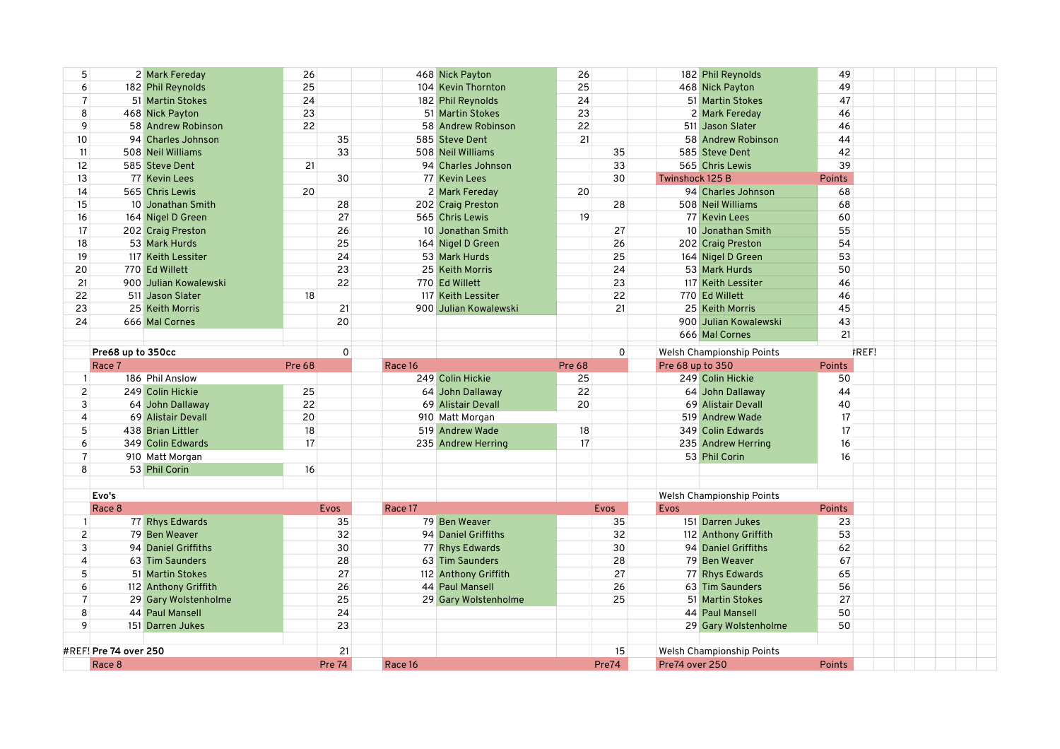| | | | | | | | | | | | | | |
|---|---|---|---|---|---|---|---|---|---|---|---|---|---|
| 5 | 2 | Mark Fereday | 26 | | | 468 | Nick Payton | 26 | | | 182 | Phil Reynolds | 49 |
| 6 | 182 | Phil Reynolds | 25 | | | 104 | Kevin Thornton | 25 | | | 468 | Nick Payton | 49 |
| 7 | 51 | Martin Stokes | 24 | | | 182 | Phil Reynolds | 24 | | | 51 | Martin Stokes | 47 |
| 8 | 468 | Nick Payton | 23 | | | 51 | Martin Stokes | 23 | | | 2 | Mark Fereday | 46 |
| 9 | 58 | Andrew Robinson | 22 | | | 58 | Andrew Robinson | 22 | | | 511 | Jason Slater | 46 |
| 10 | 94 | Charles Johnson | | 35 | | 585 | Steve Dent | 21 | | | 58 | Andrew Robinson | 44 |
| 11 | 508 | Neil Williams | | 33 | | 508 | Neil Williams | | 35 | | 585 | Steve Dent | 42 |
| 12 | 585 | Steve Dent | 21 | | | 94 | Charles Johnson | | 33 | | 565 | Chris Lewis | 39 |
| 13 | 77 | Kevin Lees | | 30 | | 77 | Kevin Lees | | 30 | | Twinshock 125 B | | Points |
| 14 | 565 | Chris Lewis | 20 | | | 2 | Mark Fereday | 20 | | | 94 | Charles Johnson | 68 |
| 15 | 10 | Jonathan Smith | | 28 | | 202 | Craig Preston | | 28 | | 508 | Neil Williams | 68 |
| 16 | 164 | Nigel D Green | | 27 | | 565 | Chris Lewis | 19 | | | 77 | Kevin Lees | 60 |
| 17 | 202 | Craig Preston | | 26 | | 10 | Jonathan Smith | | 27 | | 10 | Jonathan Smith | 55 |
| 18 | 53 | Mark Hurds | | 25 | | 164 | Nigel D Green | | 26 | | 202 | Craig Preston | 54 |
| 19 | 117 | Keith Lessiter | | 24 | | 53 | Mark Hurds | | 25 | | 164 | Nigel D Green | 53 |
| 20 | 770 | Ed Willett | | 23 | | 25 | Keith Morris | | 24 | | 53 | Mark Hurds | 50 |
| 21 | 900 | Julian Kowalewski | | 22 | | 770 | Ed Willett | | 23 | | 117 | Keith Lessiter | 46 |
| 22 | 511 | Jason Slater | 18 | | | 117 | Keith Lessiter | | 22 | | 770 | Ed Willett | 46 |
| 23 | 25 | Keith Morris | | 21 | | 900 | Julian Kowalewski | | 21 | | 25 | Keith Morris | 45 |
| 24 | 666 | Mal Cornes | | 20 | | | | | | | 900 | Julian Kowalewski | 43 |
| | | | | | | | | | | | 666 | Mal Cornes | 21 |

| | | | | | | | | | | | | | |
|---|---|---|---|---|---|---|---|---|---|---|---|---|---|
| | **Pre68 up to 350cc** | | | 0 | | | | | 0 | | Welsh Championship Points | | #REF! |
| | Race 7 | | Pre 68 | | | Race 16 | | Pre 68 | | | Pre 68 up to 350 | | Points |
| 1 | 186 | Phil Anslow | | | | 249 | Colin Hickie | 25 | | | 249 | Colin Hickie | 50 |
| 2 | 249 | Colin Hickie | 25 | | | 64 | John Dallaway | 22 | | | 64 | John Dallaway | 44 |
| 3 | 64 | John Dallaway | 22 | | | 69 | Alistair Devall | 20 | | | 69 | Alistair Devall | 40 |
| 4 | 69 | Alistair Devall | 20 | | | 910 | Matt Morgan | | | | 519 | Andrew Wade | 17 |
| 5 | 438 | Brian Littler | 18 | | | 519 | Andrew Wade | 18 | | | 349 | Colin Edwards | 17 |
| 6 | 349 | Colin Edwards | 17 | | | 235 | Andrew Herring | 17 | | | 235 | Andrew Herring | 16 |
| 7 | 910 | Matt Morgan | | | | | | | | | 53 | Phil Corin | 16 |
| 8 | 53 | Phil Corin | 16 | | | | | | | | | | |

| | | | | | | | | | | | | | |
|---|---|---|---|---|---|---|---|---|---|---|---|---|---|
| | **Evo's** | | | | | | | | | | Welsh Championship Points | | |
| | Race 8 | | | Evos | | Race 17 | | | Evos | | Evos | | Points |
| 1 | 77 | Rhys Edwards | | 35 | | 79 | Ben Weaver | | 35 | | 151 | Darren Jukes | 23 |
| 2 | 79 | Ben Weaver | | 32 | | 94 | Daniel Griffiths | | 32 | | 112 | Anthony Griffith | 53 |
| 3 | 94 | Daniel Griffiths | | 30 | | 77 | Rhys Edwards | | 30 | | 94 | Daniel Griffiths | 62 |
| 4 | 63 | Tim Saunders | | 28 | | 63 | Tim Saunders | | 28 | | 79 | Ben Weaver | 67 |
| 5 | 51 | Martin Stokes | | 27 | | 112 | Anthony Griffith | | 27 | | 77 | Rhys Edwards | 65 |
| 6 | 112 | Anthony Griffith | | 26 | | 44 | Paul Mansell | | 26 | | 63 | Tim Saunders | 56 |
| 7 | 29 | Gary Wolstenholme | | 25 | | 29 | Gary Wolstenholme | | 25 | | 51 | Martin Stokes | 27 |
| 8 | 44 | Paul Mansell | | 24 | | | | | | | 44 | Paul Mansell | 50 |
| 9 | 151 | Darren Jukes | | 23 | | | | | | | 29 | Gary Wolstenholme | 50 |

| | | | | | | | | | | | | | |
|---|---|---|---|---|---|---|---|---|---|---|---|---|---|
| #REF! | **Pre 74 over 250** | | | 21 | | | | | 15 | | Welsh Championship Points | | |
| | Race 8 | | | Pre 74 | | Race 16 | | | Pre74 | | Pre74 over 250 | | Points |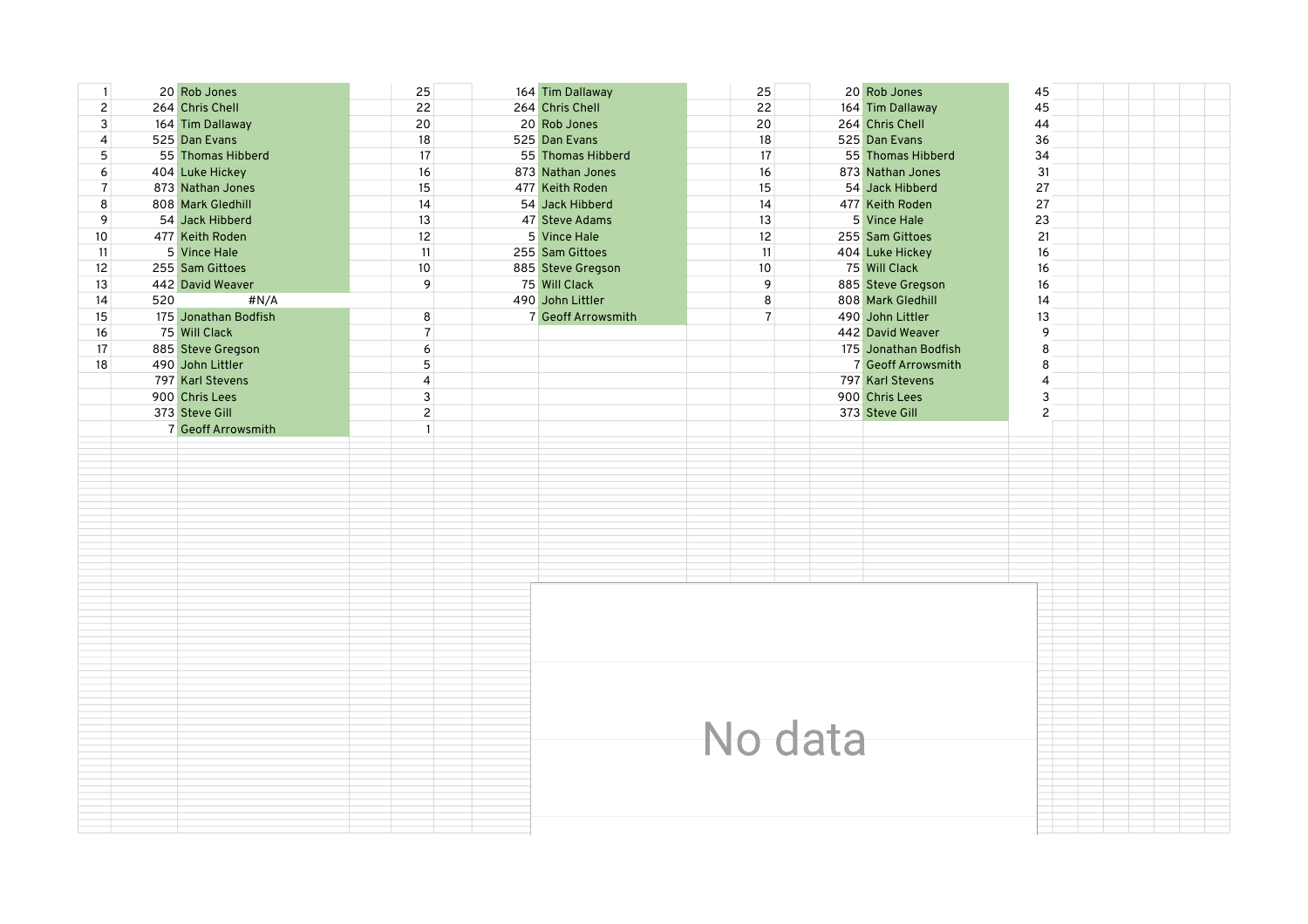| | | | | | | | | | |
|---|---|---|---|---|---|---|---|---|---|
| 1 | 20 | Rob Jones | 25 | 164 | Tim Dallaway | 25 | 20 | Rob Jones | 45 |
| 2 | 264 | Chris Chell | 22 | 264 | Chris Chell | 22 | 164 | Tim Dallaway | 45 |
| 3 | 164 | Tim Dallaway | 20 | 20 | Rob Jones | 20 | 264 | Chris Chell | 44 |
| 4 | 525 | Dan Evans | 18 | 525 | Dan Evans | 18 | 525 | Dan Evans | 36 |
| 5 | 55 | Thomas Hibberd | 17 | 55 | Thomas Hibberd | 17 | 55 | Thomas Hibberd | 34 |
| 6 | 404 | Luke Hickey | 16 | 873 | Nathan Jones | 16 | 873 | Nathan Jones | 31 |
| 7 | 873 | Nathan Jones | 15 | 477 | Keith Roden | 15 | 54 | Jack Hibberd | 27 |
| 8 | 808 | Mark Gledhill | 14 | 54 | Jack Hibberd | 14 | 477 | Keith Roden | 27 |
| 9 | 54 | Jack Hibberd | 13 | 47 | Steve Adams | 13 | 5 | Vince Hale | 23 |
| 10 | 477 | Keith Roden | 12 | 5 | Vince Hale | 12 | 255 | Sam Gittoes | 21 |
| 11 | 5 | Vince Hale | 11 | 255 | Sam Gittoes | 11 | 404 | Luke Hickey | 16 |
| 12 | 255 | Sam Gittoes | 10 | 885 | Steve Gregson | 10 | 75 | Will Clack | 16 |
| 13 | 442 | David Weaver | 9 | 75 | Will Clack | 9 | 885 | Steve Gregson | 16 |
| 14 | 520 | #N/A | | 490 | John Littler | 8 | 808 | Mark Gledhill | 14 |
| 15 | 175 | Jonathan Bodfish | 8 | 7 | Geoff Arrowsmith | 7 | 490 | John Littler | 13 |
| 16 | 75 | Will Clack | 7 | | | | 442 | David Weaver | 9 |
| 17 | 885 | Steve Gregson | 6 | | | | 175 | Jonathan Bodfish | 8 |
| 18 | 490 | John Littler | 5 | | | | 7 | Geoff Arrowsmith | 8 |
| | 797 | Karl Stevens | 4 | | | | 797 | Karl Stevens | 4 |
| | 900 | Chris Lees | 3 | | | | 900 | Chris Lees | 3 |
| | 373 | Steve Gill | 2 | | | | 373 | Steve Gill | 2 |
| | 7 | Geoff Arrowsmith | 1 | | | | | | |

No data